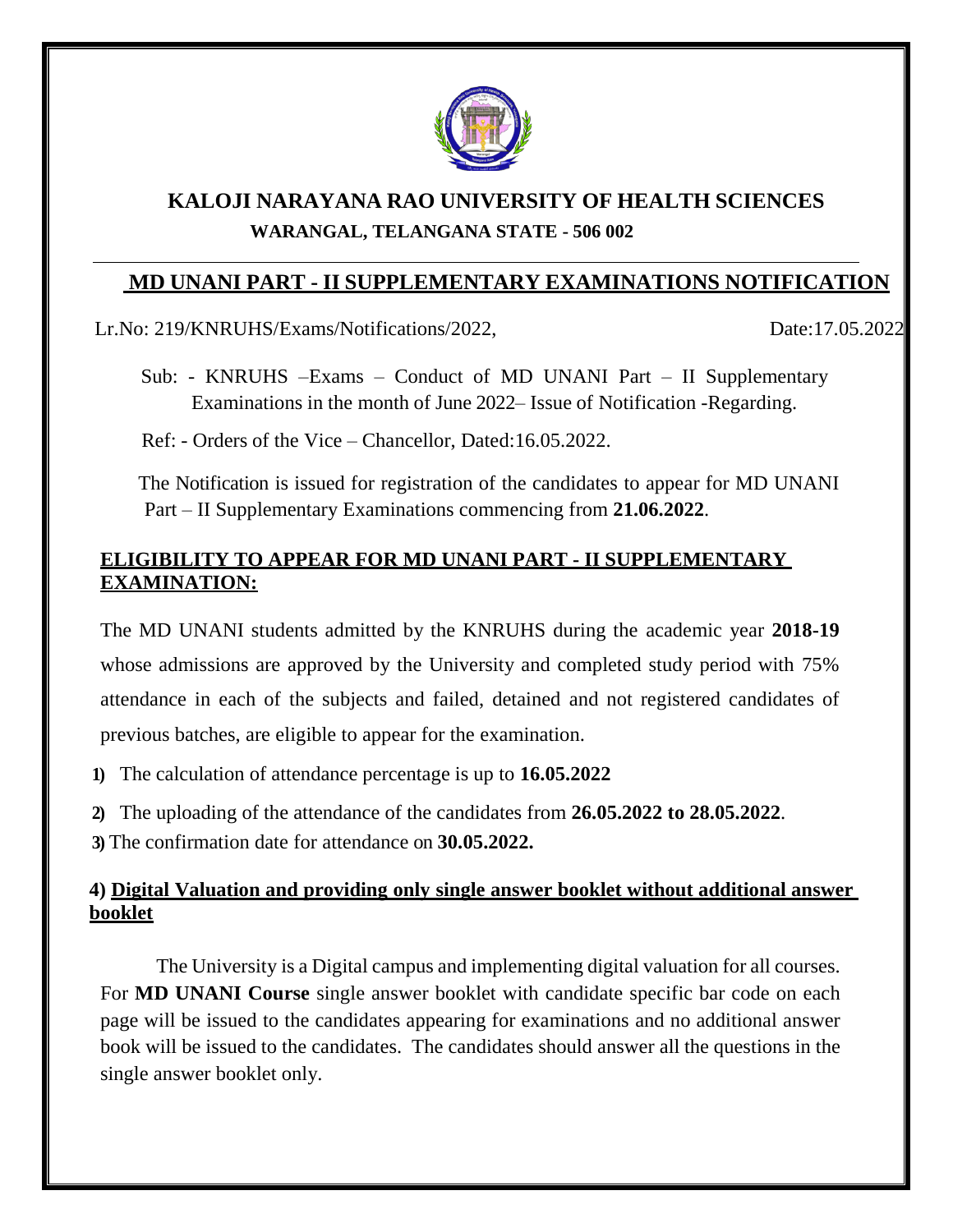# KALOJI NARAYANA RAO UNIVERSITY OF HEALTH SCIENCES

**WARANGAL, TELANGANA STATE - 506 002**

## MD UNANI PART - II SUPPLEMENTARY EXAMINATIONS NOTIFICATION

Lr.No: 219/KNRUHS/Exams/Notifications/2022, Date:17.05.2022

Sub: - KNRUHS –Exams – Conduct of MD UNANI Part – II Supplementary Examinations in the month of June 2022– Issue of Notification -Regarding.

Ref: - Orders of the Vice – Chancellor, Dated:16.05.2022.

The Notification is issued for registration of the candidates to appear for MD UNANI Part – II Supplementary Examinations commencing from **21.06.2022**.

### ELIGIBILITY TO APPEAR FOR MD UNANI PART - II SUPPLEMENTARY EXAMINATION:

The MD UNANI students admitted by the KNRUHS during the academic year **2018-19** whose admissions are approved by the University and completed study period with 75% attendance in each of the subjects and failed, detained and not registered candidates of previous batches, are eligible to appear for the examination.

1) The calculation of attendance percentage is up to **16.05.2022**
2) The uploading of the attendance of the candidates from **26.05.2022 to 28.05.2022**.
3) The confirmation date for attendance on **30.05.2022.**

### 4) Digital Valuation and providing only single answer booklet without additional answer booklet

The University is a Digital campus and implementing digital valuation for all courses. For **MD UNANI Course** single answer booklet with candidate specific bar code on each page will be issued to the candidates appearing for examinations and no additional answer book will be issued to the candidates. The candidates should answer all the questions in the single answer booklet only.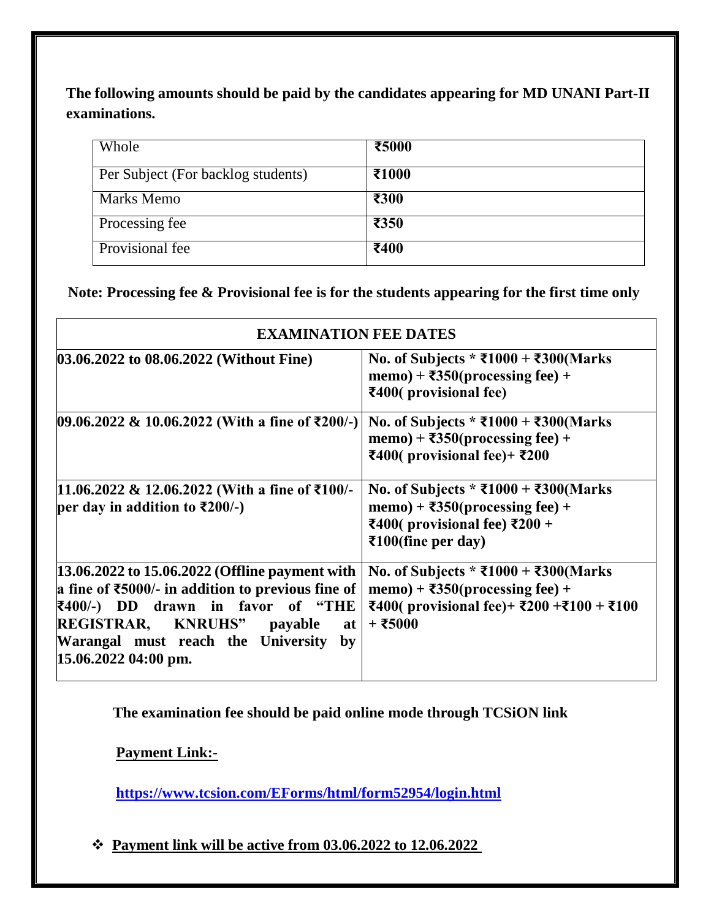**The following amounts should be paid by the candidates appearing for MD UNANI Part-II examinations.**

| Whole | **₹5000** |
|---|---|
| Per Subject (For backlog students) | **₹1000** |
| Marks Memo | **₹300** |
| Processing fee | **₹350** |
| Provisional fee | **₹400** |

**Note: Processing fee & Provisional fee is for the students appearing for the first time only**

| **EXAMINATION FEE DATES** | |
|---|---|
| **03.06.2022 to 08.06.2022 (Without Fine)** | **No. of Subjects * ₹1000 + ₹300(Marks memo) + ₹350(processing fee) + ₹400( provisional fee)** |
| **09.06.2022 & 10.06.2022 (With a fine of ₹200/-)** | **No. of Subjects * ₹1000 + ₹300(Marks memo) + ₹350(processing fee) + ₹400( provisional fee)+ ₹200** |
| **11.06.2022 & 12.06.2022 (With a fine of ₹100/- per day in addition to ₹200/-)** | **No. of Subjects * ₹1000 + ₹300(Marks memo) + ₹350(processing fee) + ₹400( provisional fee) ₹200 + ₹100(fine per day)** |
| **13.06.2022 to 15.06.2022 (Offline payment with a fine of ₹5000/- in addition to previous fine of ₹400/-) DD drawn in favor of "THE REGISTRAR, KNRUHS" payable at Warangal must reach the University by 15.06.2022 04:00 pm.** | **No. of Subjects * ₹1000 + ₹300(Marks memo) + ₹350(processing fee) + ₹400( provisional fee)+ ₹200 +₹100 + ₹100 + ₹5000** |

**The examination fee should be paid online mode through TCSiON link**

**Payment Link:-**

**https://www.tcsion.com/EForms/html/form52954/login.html**

- **Payment link will be active from 03.06.2022 to 12.06.2022**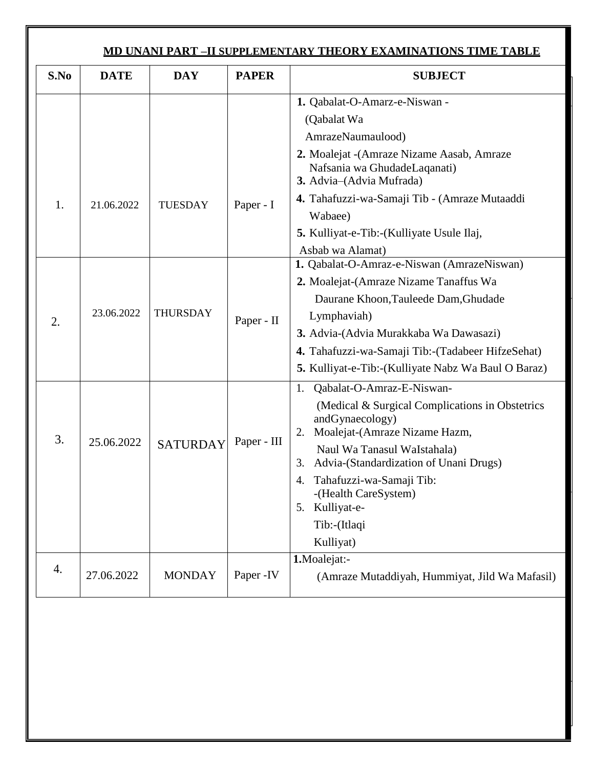## MD UNANI PART –II SUPPLEMENTARY THEORY EXAMINATIONS TIME TABLE

| S.No | DATE | DAY | PAPER | SUBJECT |
|---|---|---|---|---|
| 1. | 21.06.2022 | TUESDAY | Paper - I | **1.** Qabalat-O-Amarz-e-Niswan - (Qabalat Wa AmrazeNaumaulood)<br>**2.** Moalejat -(Amraze Nizame Aasab, Amraze Nafsania wa GhudadeLaqanati)<br>**3.** Advia–(Advia Mufrada)<br>**4.** Tahafuzzi-wa-Samaji Tib - (Amraze Mutaaddi Wabaee)<br>**5.** Kulliyat-e-Tib:-(Kulliyate Usule Ilaj, Asbab wa Alamat) |
| 2. | 23.06.2022 | THURSDAY | Paper - II | **1.** Qabalat-O-Amraz-e-Niswan (AmrazeNiswan)<br>**2.** Moalejat-(Amraze Nizame Tanaffus Wa Daurane Khoon,Tauleede Dam,Ghudade Lymphaviah)<br>**3.** Advia-(Advia Murakkaba Wa Dawasazi)<br>**4.** Tahafuzzi-wa-Samaji Tib:-(Tadabeer HifzeSehat)<br>**5.** Kulliyat-e-Tib:-(Kulliyate Nabz Wa Baul O Baraz) |
| 3. | 25.06.2022 | SATURDAY | Paper - III | 1. Qabalat-O-Amraz-E-Niswan- (Medical & Surgical Complications in Obstetrics andGynaecology)<br>2. Moalejat-(Amraze Nizame Hazm, Naul Wa Tanasul WaIstahala)<br>3. Advia-(Standardization of Unani Drugs)<br>4. Tahafuzzi-wa-Samaji Tib: -(Health CareSystem)<br>5. Kulliyat-e-Tib:-(Itlaqi Kulliyat) |
| 4. | 27.06.2022 | MONDAY | Paper -IV | **1.**Moalejat:- (Amraze Mutaddiyah, Hummiyat, Jild Wa Mafasil) |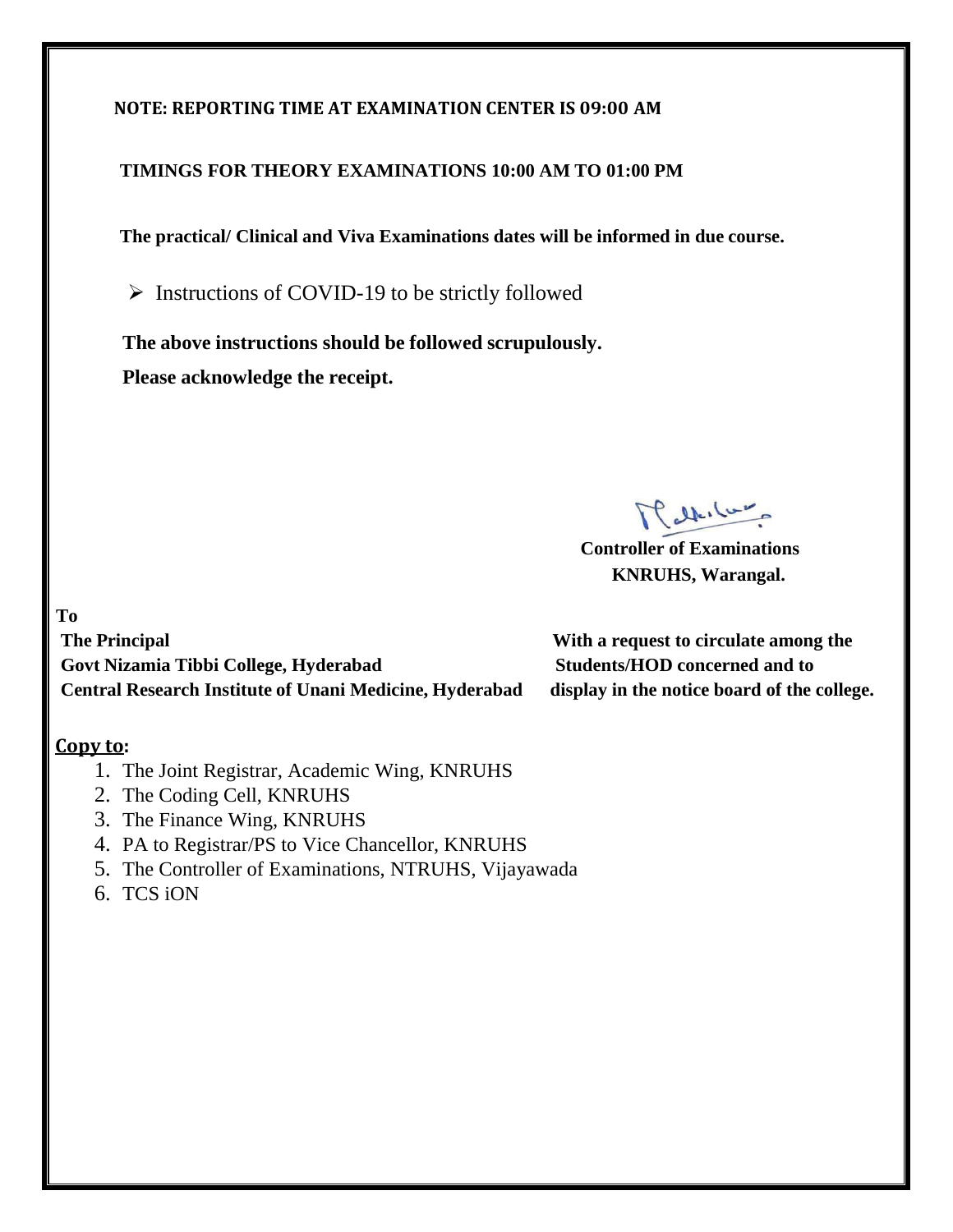**NOTE: REPORTING TIME AT EXAMINATION CENTER IS 09:00 AM**

**TIMINGS FOR THEORY EXAMINATIONS 10:00 AM TO 01:00 PM**

**The practical/ Clinical and Viva Examinations dates will be informed in due course.**

- Instructions of COVID-19 to be strictly followed

**The above instructions should be followed scrupulously.**

**Please acknowledge the receipt.**

**Controller of Examinations**
**KNRUHS, Warangal.**

**To**
**The Principal**
**Govt Nizamia Tibbi College, Hyderabad**
**Central Research Institute of Unani Medicine, Hyderabad**

**With a request to circulate among the Students/HOD concerned and to display in the notice board of the college.**

**Copy to:**

1. The Joint Registrar, Academic Wing, KNRUHS
2. The Coding Cell, KNRUHS
3. The Finance Wing, KNRUHS
4. PA to Registrar/PS to Vice Chancellor, KNRUHS
5. The Controller of Examinations, NTRUHS, Vijayawada
6. TCS iON